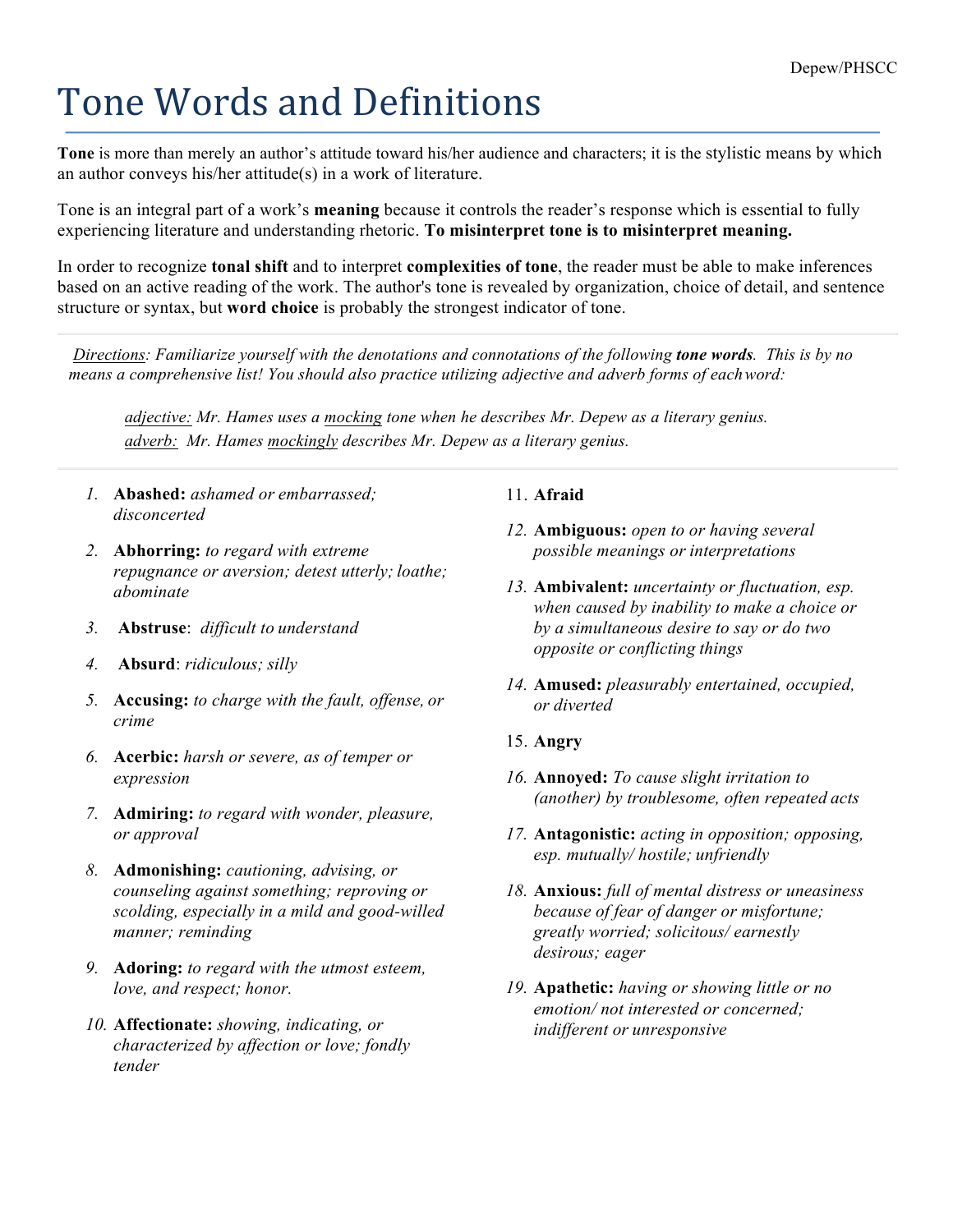# Tone Words and Definitions

**Tone** is more than merely an author's attitude toward his/her audience and characters; it is the stylistic means by which an author conveys his/her attitude(s) in a work of literature.

Tone is an integral part of a work's **meaning** because it controls the reader's response which is essential to fully experiencing literature and understanding rhetoric. **To misinterpret tone is to misinterpret meaning.**

In order to recognize **tonal shift** and to interpret **complexities of tone**, the reader must be able to make inferences based on an active reading of the work. The author's tone is revealed by organization, choice of detail, and sentence structure or syntax, but **word choice** is probably the strongest indicator of tone.

*Directions: Familiarize yourself with the denotations and connotations of the following **tone words**. This is by no means a comprehensive list! You should also practice utilizing adjective and adverb forms of each word:*

> *adjective: Mr. Hames uses a mocking tone when he describes Mr. Depew as a literary genius.*
> *adverb: Mr. Hames mockingly describes Mr. Depew as a literary genius.*

1. **Abashed:** *ashamed or embarrassed; disconcerted*
2. **Abhorring:** *to regard with extreme repugnance or aversion; detest utterly; loathe; abominate*
3. **Abstruse**: *difficult to understand*
4. **Absurd**: *ridiculous; silly*
5. **Accusing:** *to charge with the fault, offense, or crime*
6. **Acerbic:** *harsh or severe, as of temper or expression*
7. **Admiring:** *to regard with wonder, pleasure, or approval*
8. **Admonishing:** *cautioning, advising, or counseling against something; reproving or scolding, especially in a mild and good-willed manner; reminding*
9. **Adoring:** *to regard with the utmost esteem, love, and respect; honor.*
10. **Affectionate:** *showing, indicating, or characterized by affection or love; fondly tender*
11. **Afraid**
12. **Ambiguous:** *open to or having several possible meanings or interpretations*
13. **Ambivalent:** *uncertainty or fluctuation, esp. when caused by inability to make a choice or by a simultaneous desire to say or do two opposite or conflicting things*
14. **Amused:** *pleasurably entertained, occupied, or diverted*
15. **Angry**
16. **Annoyed:** *To cause slight irritation to (another) by troublesome, often repeated acts*
17. **Antagonistic:** *acting in opposition; opposing, esp. mutually/ hostile; unfriendly*
18. **Anxious:** *full of mental distress or uneasiness because of fear of danger or misfortune; greatly worried; solicitous/ earnestly desirous; eager*
19. **Apathetic:** *having or showing little or no emotion/ not interested or concerned; indifferent or unresponsive*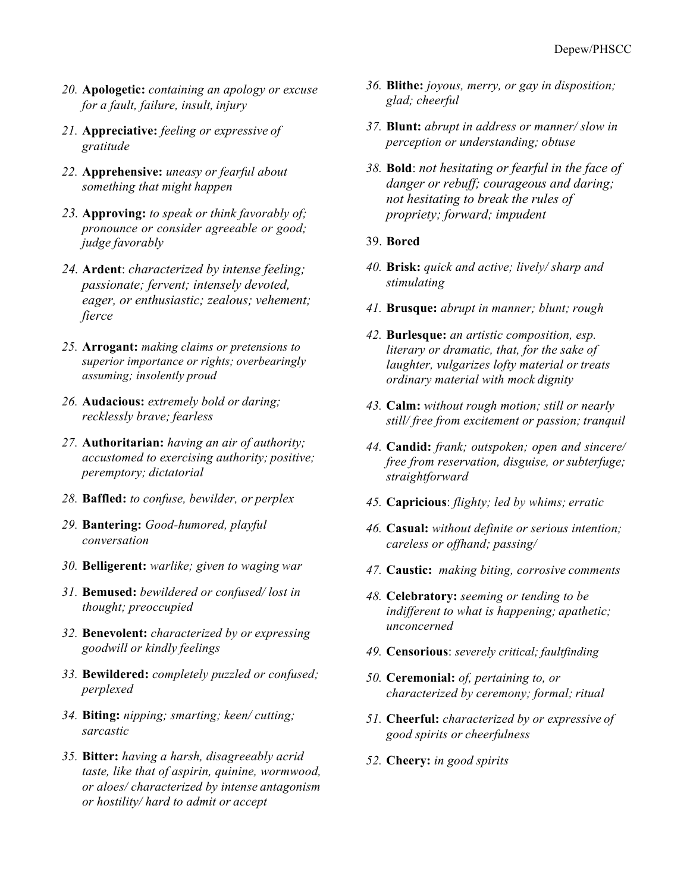20. **Apologetic:** *containing an apology or excuse for a fault, failure, insult, injury*

21. **Appreciative:** *feeling or expressive of gratitude*

22. **Apprehensive:** *uneasy or fearful about something that might happen*

23. **Approving:** *to speak or think favorably of; pronounce or consider agreeable or good; judge favorably*

24. **Ardent**: *characterized by intense feeling; passionate; fervent; intensely devoted, eager, or enthusiastic; zealous; vehement; fierce*

25. **Arrogant:** *making claims or pretensions to superior importance or rights; overbearingly assuming; insolently proud*

26. **Audacious:** *extremely bold or daring; recklessly brave; fearless*

27. **Authoritarian:** *having an air of authority; accustomed to exercising authority; positive; peremptory; dictatorial*

28. **Baffled:** *to confuse, bewilder, or perplex*

29. **Bantering:** *Good-humored, playful conversation*

30. **Belligerent:** *warlike; given to waging war*

31. **Bemused:** *bewildered or confused/ lost in thought; preoccupied*

32. **Benevolent:** *characterized by or expressing goodwill or kindly feelings*

33. **Bewildered:** *completely puzzled or confused; perplexed*

34. **Biting:** *nipping; smarting; keen/ cutting; sarcastic*

35. **Bitter:** *having a harsh, disagreeably acrid taste, like that of aspirin, quinine, wormwood, or aloes/ characterized by intense antagonism or hostility/ hard to admit or accept*

36. **Blithe:** *joyous, merry, or gay in disposition; glad; cheerful*

37. **Blunt:** *abrupt in address or manner/ slow in perception or understanding; obtuse*

38. **Bold**: *not hesitating or fearful in the face of danger or rebuff; courageous and daring; not hesitating to break the rules of propriety; forward; impudent*

39. **Bored**

40. **Brisk:** *quick and active; lively/ sharp and stimulating*

41. **Brusque:** *abrupt in manner; blunt; rough*

42. **Burlesque:** *an artistic composition, esp. literary or dramatic, that, for the sake of laughter, vulgarizes lofty material or treats ordinary material with mock dignity*

43. **Calm:** *without rough motion; still or nearly still/ free from excitement or passion; tranquil*

44. **Candid:** *frank; outspoken; open and sincere/ free from reservation, disguise, or subterfuge; straightforward*

45. **Capricious**: *flighty; led by whims; erratic*

46. **Casual:** *without definite or serious intention; careless or offhand; passing/*

47. **Caustic:** *making biting, corrosive comments*

48. **Celebratory:** *seeming or tending to be indifferent to what is happening; apathetic; unconcerned*

49. **Censorious**: *severely critical; faultfinding*

50. **Ceremonial:** *of, pertaining to, or characterized by ceremony; formal; ritual*

51. **Cheerful:** *characterized by or expressive of good spirits or cheerfulness*

52. **Cheery:** *in good spirits*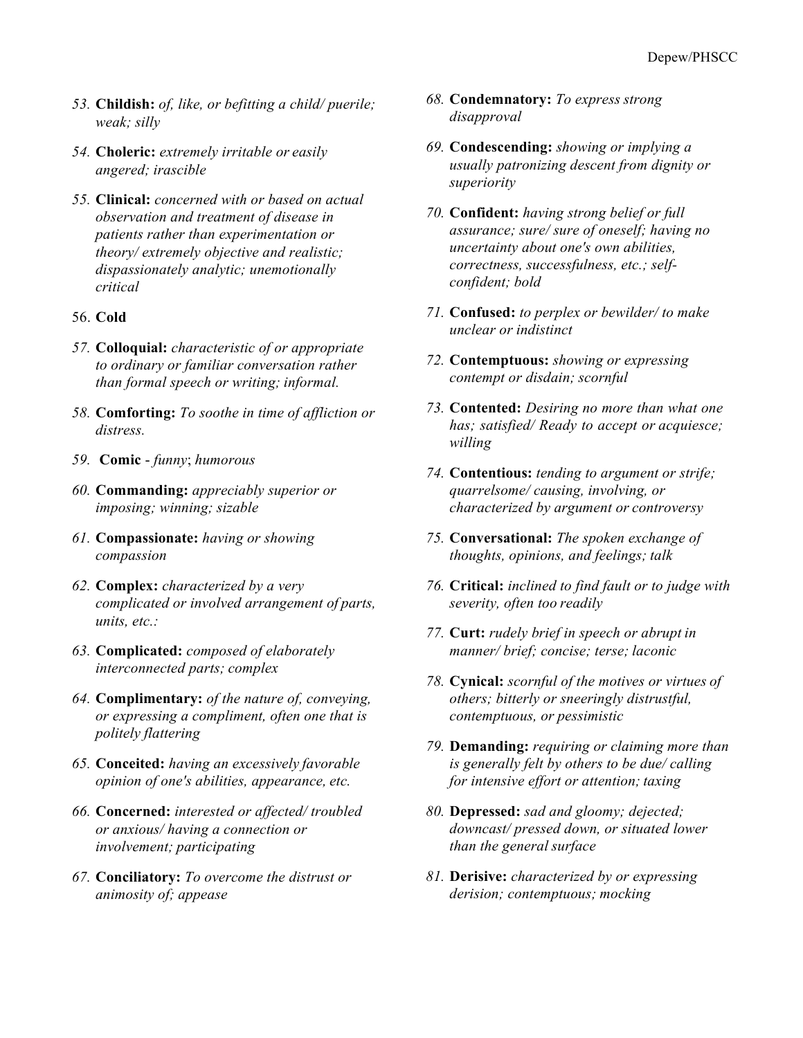53. **Childish:** *of, like, or befitting a child/ puerile; weak; silly*

54. **Choleric:** *extremely irritable or easily angered; irascible*

55. **Clinical:** *concerned with or based on actual observation and treatment of disease in patients rather than experimentation or theory/ extremely objective and realistic; dispassionately analytic; unemotionally critical*

56. **Cold**

57. **Colloquial:** *characteristic of or appropriate to ordinary or familiar conversation rather than formal speech or writing; informal.*

58. **Comforting:** *To soothe in time of affliction or distress.*

59. **Comic** - *funny*; *humorous*

60. **Commanding:** *appreciably superior or imposing; winning; sizable*

61. **Compassionate:** *having or showing compassion*

62. **Complex:** *characterized by a very complicated or involved arrangement of parts, units, etc.:*

63. **Complicated:** *composed of elaborately interconnected parts; complex*

64. **Complimentary:** *of the nature of, conveying, or expressing a compliment, often one that is politely flattering*

65. **Conceited:** *having an excessively favorable opinion of one's abilities, appearance, etc.*

66. **Concerned:** *interested or affected/ troubled or anxious/ having a connection or involvement; participating*

67. **Conciliatory:** *To overcome the distrust or animosity of; appease*

68. **Condemnatory:** *To express strong disapproval*

69. **Condescending:** *showing or implying a usually patronizing descent from dignity or superiority*

70. **Confident:** *having strong belief or full assurance; sure/ sure of oneself; having no uncertainty about one's own abilities, correctness, successfulness, etc.; self-confident; bold*

71. **Confused:** *to perplex or bewilder/ to make unclear or indistinct*

72. **Contemptuous:** *showing or expressing contempt or disdain; scornful*

73. **Contented:** *Desiring no more than what one has; satisfied/ Ready to accept or acquiesce; willing*

74. **Contentious:** *tending to argument or strife; quarrelsome/ causing, involving, or characterized by argument or controversy*

75. **Conversational:** *The spoken exchange of thoughts, opinions, and feelings; talk*

76. **Critical:** *inclined to find fault or to judge with severity, often too readily*

77. **Curt:** *rudely brief in speech or abrupt in manner/ brief; concise; terse; laconic*

78. **Cynical:** *scornful of the motives or virtues of others; bitterly or sneeringly distrustful, contemptuous, or pessimistic*

79. **Demanding:** *requiring or claiming more than is generally felt by others to be due/ calling for intensive effort or attention; taxing*

80. **Depressed:** *sad and gloomy; dejected; downcast/ pressed down, or situated lower than the general surface*

81. **Derisive:** *characterized by or expressing derision; contemptuous; mocking*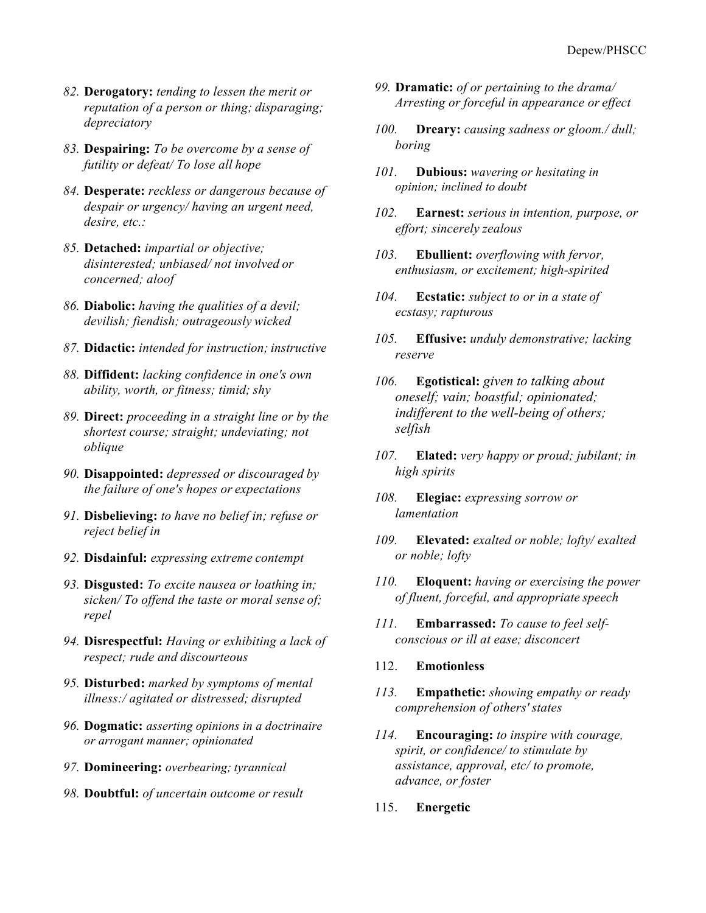82. **Derogatory:** *tending to lessen the merit or reputation of a person or thing; disparaging; depreciatory*

83. **Despairing:** *To be overcome by a sense of futility or defeat/ To lose all hope*

84. **Desperate:** *reckless or dangerous because of despair or urgency/ having an urgent need, desire, etc.:*

85. **Detached:** *impartial or objective; disinterested; unbiased/ not involved or concerned; aloof*

86. **Diabolic:** *having the qualities of a devil; devilish; fiendish; outrageously wicked*

87. **Didactic:** *intended for instruction; instructive*

88. **Diffident:** *lacking confidence in one's own ability, worth, or fitness; timid; shy*

89. **Direct:** *proceeding in a straight line or by the shortest course; straight; undeviating; not oblique*

90. **Disappointed:** *depressed or discouraged by the failure of one's hopes or expectations*

91. **Disbelieving:** *to have no belief in; refuse or reject belief in*

92. **Disdainful:** *expressing extreme contempt*

93. **Disgusted:** *To excite nausea or loathing in; sicken/ To offend the taste or moral sense of; repel*

94. **Disrespectful:** *Having or exhibiting a lack of respect; rude and discourteous*

95. **Disturbed:** *marked by symptoms of mental illness:/ agitated or distressed; disrupted*

96. **Dogmatic:** *asserting opinions in a doctrinaire or arrogant manner; opinionated*

97. **Domineering:** *overbearing; tyrannical*

98. **Doubtful:** *of uncertain outcome or result*

99. **Dramatic:** *of or pertaining to the drama/ Arresting or forceful in appearance or effect*

100. **Dreary:** *causing sadness or gloom./ dull; boring*

101. **Dubious:** *wavering or hesitating in opinion; inclined to doubt*

102. **Earnest:** *serious in intention, purpose, or effort; sincerely zealous*

103. **Ebullient:** *overflowing with fervor, enthusiasm, or excitement; high-spirited*

104. **Ecstatic:** *subject to or in a state of ecstasy; rapturous*

105. **Effusive:** *unduly demonstrative; lacking reserve*

106. **Egotistical:** *given to talking about oneself; vain; boastful; opinionated; indifferent to the well-being of others; selfish*

107. **Elated:** *very happy or proud; jubilant; in high spirits*

108. **Elegiac:** *expressing sorrow or lamentation*

109. **Elevated:** *exalted or noble; lofty/ exalted or noble; lofty*

110. **Eloquent:** *having or exercising the power of fluent, forceful, and appropriate speech*

111. **Embarrassed:** *To cause to feel self-conscious or ill at ease; disconcert*

112. **Emotionless**

113. **Empathetic:** *showing empathy or ready comprehension of others' states*

114. **Encouraging:** *to inspire with courage, spirit, or confidence/ to stimulate by assistance, approval, etc/ to promote, advance, or foster*

115. **Energetic**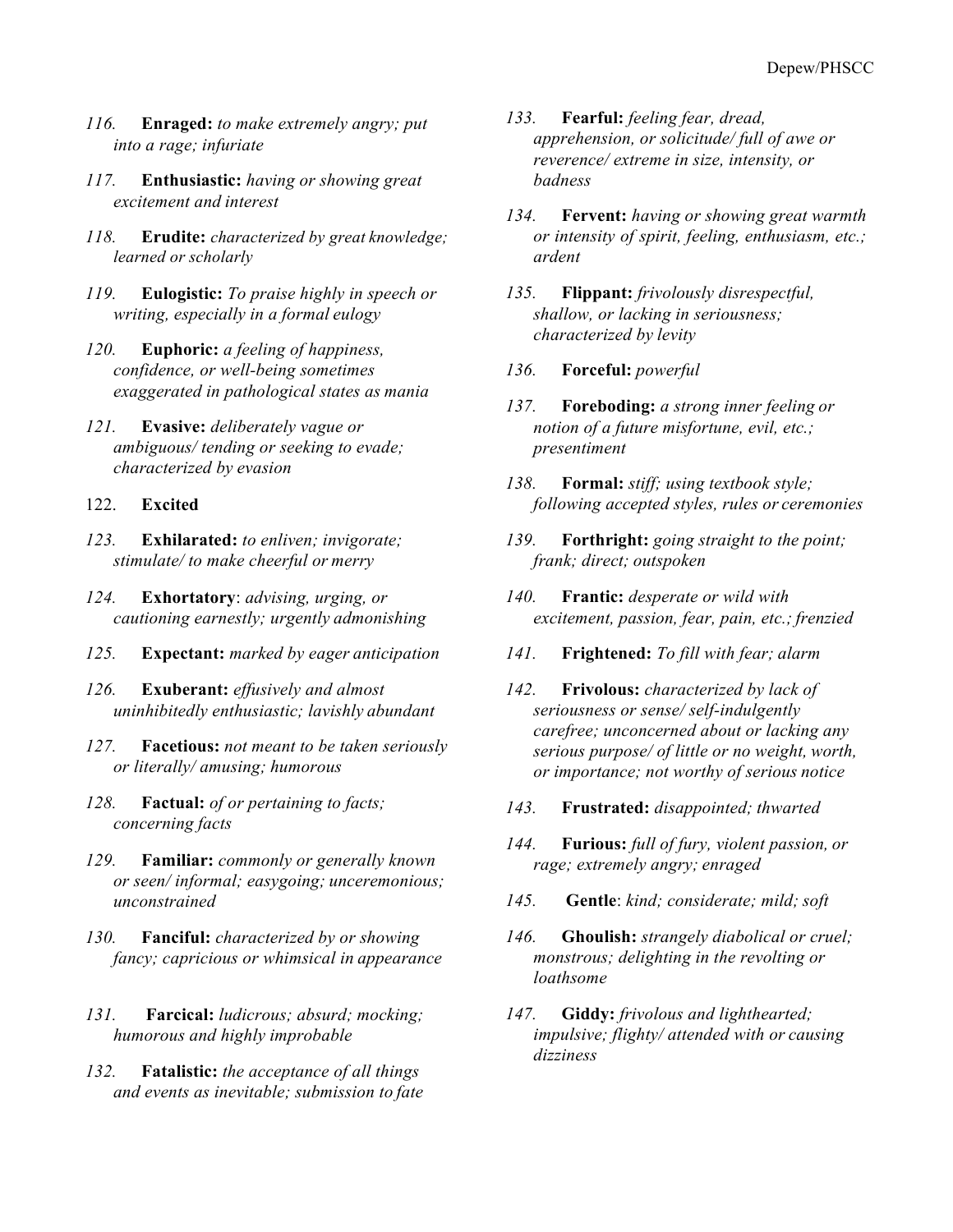116. **Enraged:** *to make extremely angry; put into a rage; infuriate*

117. **Enthusiastic:** *having or showing great excitement and interest*

118. **Erudite:** *characterized by great knowledge; learned or scholarly*

119. **Eulogistic:** *To praise highly in speech or writing, especially in a formal eulogy*

120. **Euphoric:** *a feeling of happiness, confidence, or well-being sometimes exaggerated in pathological states as mania*

121. **Evasive:** *deliberately vague or ambiguous/ tending or seeking to evade; characterized by evasion*

122. **Excited**

123. **Exhilarated:** *to enliven; invigorate; stimulate/ to make cheerful or merry*

124. **Exhortatory**: *advising, urging, or cautioning earnestly; urgently admonishing*

125. **Expectant:** *marked by eager anticipation*

126. **Exuberant:** *effusively and almost uninhibitedly enthusiastic; lavishly abundant*

127. **Facetious:** *not meant to be taken seriously or literally/ amusing; humorous*

128. **Factual:** *of or pertaining to facts; concerning facts*

129. **Familiar:** *commonly or generally known or seen/ informal; easygoing; unceremonious; unconstrained*

130. **Fanciful:** *characterized by or showing fancy; capricious or whimsical in appearance*

131. **Farcical:** *ludicrous; absurd; mocking; humorous and highly improbable*

132. **Fatalistic:** *the acceptance of all things and events as inevitable; submission to fate*

133. **Fearful:** *feeling fear, dread, apprehension, or solicitude/ full of awe or reverence/ extreme in size, intensity, or badness*

134. **Fervent:** *having or showing great warmth or intensity of spirit, feeling, enthusiasm, etc.; ardent*

135. **Flippant:** *frivolously disrespectful, shallow, or lacking in seriousness; characterized by levity*

136. **Forceful:** *powerful*

137. **Foreboding:** *a strong inner feeling or notion of a future misfortune, evil, etc.; presentiment*

138. **Formal:** *stiff; using textbook style; following accepted styles, rules or ceremonies*

139. **Forthright:** *going straight to the point; frank; direct; outspoken*

140. **Frantic:** *desperate or wild with excitement, passion, fear, pain, etc.; frenzied*

141. **Frightened:** *To fill with fear; alarm*

142. **Frivolous:** *characterized by lack of seriousness or sense/ self-indulgently carefree; unconcerned about or lacking any serious purpose/ of little or no weight, worth, or importance; not worthy of serious notice*

143. **Frustrated:** *disappointed; thwarted*

144. **Furious:** *full of fury, violent passion, or rage; extremely angry; enraged*

145. **Gentle**: *kind; considerate; mild; soft*

146. **Ghoulish:** *strangely diabolical or cruel; monstrous; delighting in the revolting or loathsome*

147. **Giddy:** *frivolous and lighthearted; impulsive; flighty/ attended with or causing dizziness*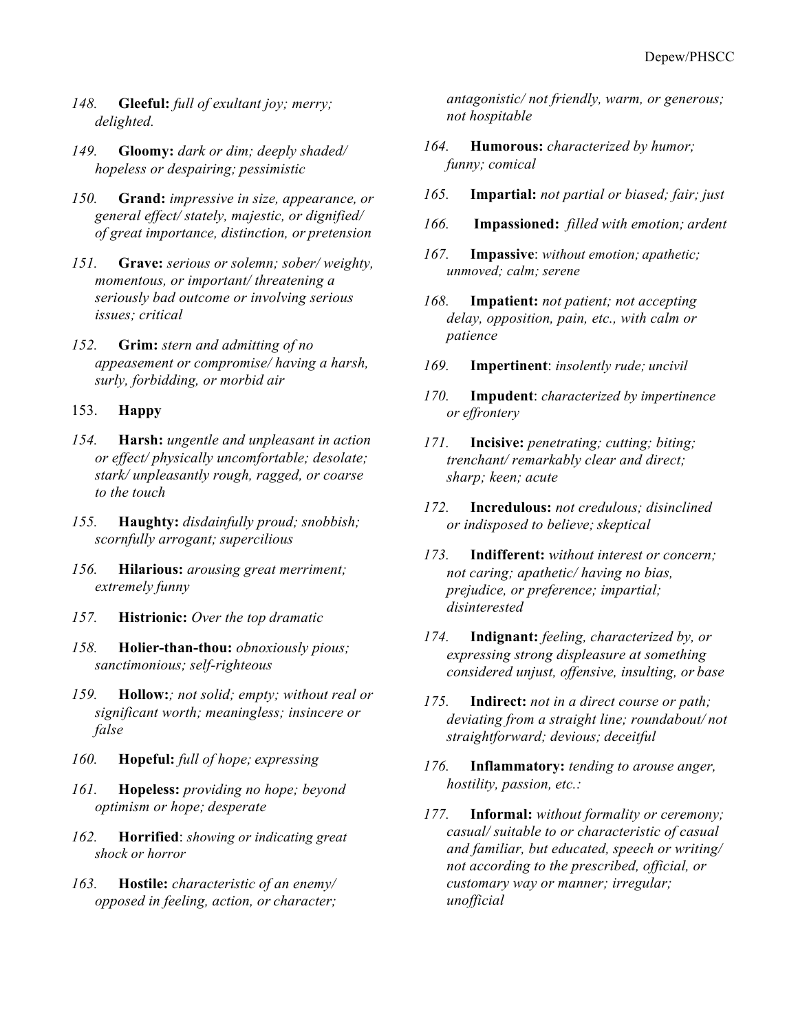148. **Gleeful:** *full of exultant joy; merry; delighted.*

149. **Gloomy:** *dark or dim; deeply shaded/ hopeless or despairing; pessimistic*

150. **Grand:** *impressive in size, appearance, or general effect/ stately, majestic, or dignified/ of great importance, distinction, or pretension*

151. **Grave:** *serious or solemn; sober/ weighty, momentous, or important/ threatening a seriously bad outcome or involving serious issues; critical*

152. **Grim:** *stern and admitting of no appeasement or compromise/ having a harsh, surly, forbidding, or morbid air*

153. **Happy**

154. **Harsh:** *ungentle and unpleasant in action or effect/ physically uncomfortable; desolate; stark/ unpleasantly rough, ragged, or coarse to the touch*

155. **Haughty:** *disdainfully proud; snobbish; scornfully arrogant; supercilious*

156. **Hilarious:** *arousing great merriment; extremely funny*

157. **Histrionic:** *Over the top dramatic*

158. **Holier-than-thou:** *obnoxiously pious; sanctimonious; self-righteous*

159. **Hollow:** *; not solid; empty; without real or significant worth; meaningless; insincere or false*

160. **Hopeful:** *full of hope; expressing*

161. **Hopeless:** *providing no hope; beyond optimism or hope; desperate*

162. **Horrified**: *showing or indicating great shock or horror*

163. **Hostile:** *characteristic of an enemy/ opposed in feeling, action, or character; antagonistic/ not friendly, warm, or generous; not hospitable*

164. **Humorous:** *characterized by humor; funny; comical*

165. **Impartial:** *not partial or biased; fair; just*

166. **Impassioned:** *filled with emotion; ardent*

167. **Impassive**: *without emotion; apathetic; unmoved; calm; serene*

168. **Impatient:** *not patient; not accepting delay, opposition, pain, etc., with calm or patience*

169. **Impertinent**: *insolently rude; uncivil*

170. **Impudent**: *characterized by impertinence or effrontery*

171. **Incisive:** *penetrating; cutting; biting; trenchant/ remarkably clear and direct; sharp; keen; acute*

172. **Incredulous:** *not credulous; disinclined or indisposed to believe; skeptical*

173. **Indifferent:** *without interest or concern; not caring; apathetic/ having no bias, prejudice, or preference; impartial; disinterested*

174. **Indignant:** *feeling, characterized by, or expressing strong displeasure at something considered unjust, offensive, insulting, or base*

175. **Indirect:** *not in a direct course or path; deviating from a straight line; roundabout/ not straightforward; devious; deceitful*

176. **Inflammatory:** *tending to arouse anger, hostility, passion, etc.:*

177. **Informal:** *without formality or ceremony; casual/ suitable to or characteristic of casual and familiar, but educated, speech or writing/ not according to the prescribed, official, or customary way or manner; irregular; unofficial*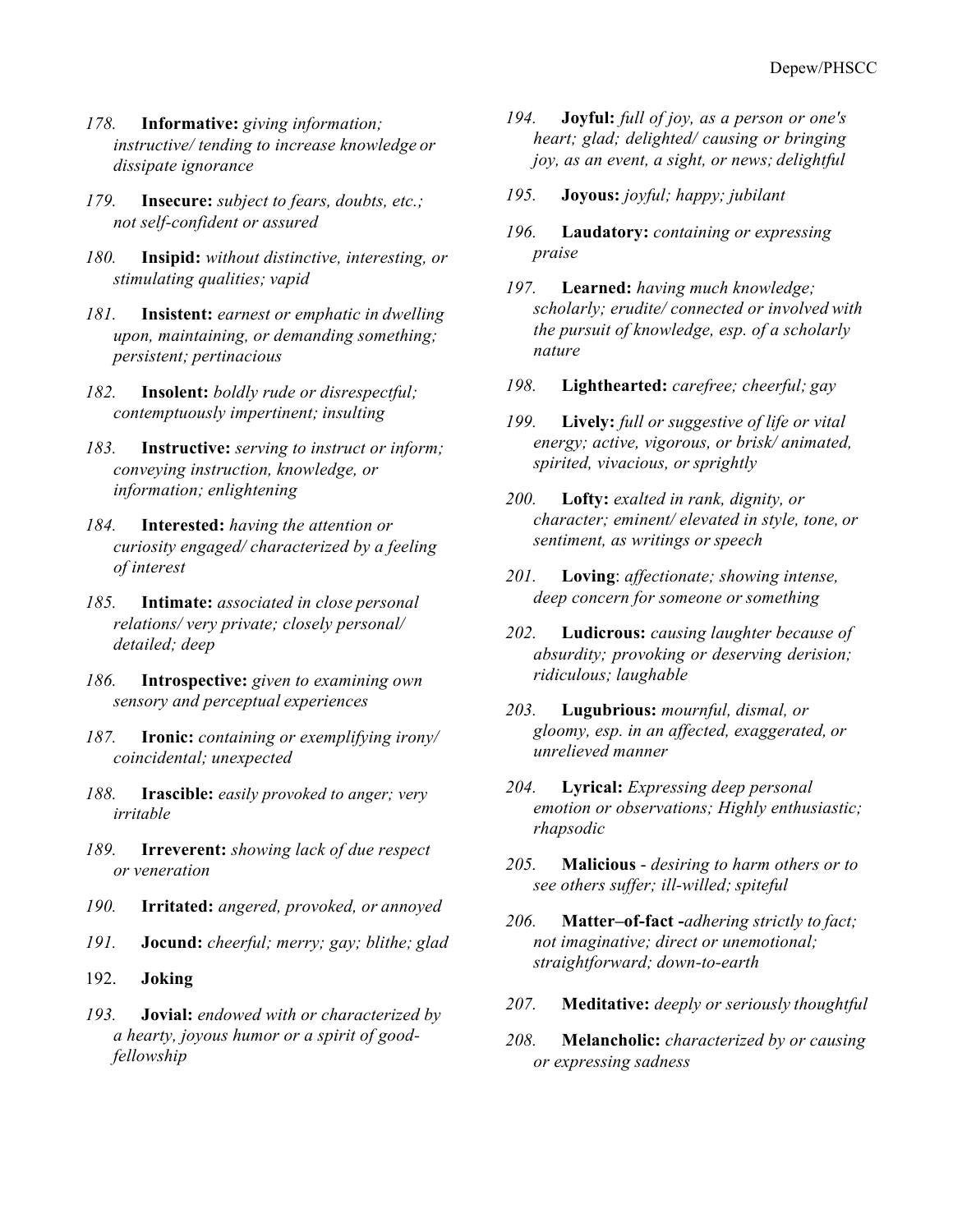178. **Informative:** *giving information; instructive/ tending to increase knowledge or dissipate ignorance*

179. **Insecure:** *subject to fears, doubts, etc.; not self-confident or assured*

180. **Insipid:** *without distinctive, interesting, or stimulating qualities; vapid*

181. **Insistent:** *earnest or emphatic in dwelling upon, maintaining, or demanding something; persistent; pertinacious*

182. **Insolent:** *boldly rude or disrespectful; contemptuously impertinent; insulting*

183. **Instructive:** *serving to instruct or inform; conveying instruction, knowledge, or information; enlightening*

184. **Interested:** *having the attention or curiosity engaged/ characterized by a feeling of interest*

185. **Intimate:** *associated in close personal relations/ very private; closely personal/ detailed; deep*

186. **Introspective:** *given to examining own sensory and perceptual experiences*

187. **Ironic:** *containing or exemplifying irony/ coincidental; unexpected*

188. **Irascible:** *easily provoked to anger; very irritable*

189. **Irreverent:** *showing lack of due respect or veneration*

190. **Irritated:** *angered, provoked, or annoyed*

191. **Jocund:** *cheerful; merry; gay; blithe; glad*

192. **Joking**

193. **Jovial:** *endowed with or characterized by a hearty, joyous humor or a spirit of good-fellowship*

194. **Joyful:** *full of joy, as a person or one's heart; glad; delighted/ causing or bringing joy, as an event, a sight, or news; delightful*

195. **Joyous:** *joyful; happy; jubilant*

196. **Laudatory:** *containing or expressing praise*

197. **Learned:** *having much knowledge; scholarly; erudite/ connected or involved with the pursuit of knowledge, esp. of a scholarly nature*

198. **Lighthearted:** *carefree; cheerful; gay*

199. **Lively:** *full or suggestive of life or vital energy; active, vigorous, or brisk/ animated, spirited, vivacious, or sprightly*

200. **Lofty:** *exalted in rank, dignity, or character; eminent/ elevated in style, tone, or sentiment, as writings or speech*

201. **Loving**: *affectionate; showing intense, deep concern for someone or something*

202. **Ludicrous:** *causing laughter because of absurdity; provoking or deserving derision; ridiculous; laughable*

203. **Lugubrious:** *mournful, dismal, or gloomy, esp. in an affected, exaggerated, or unrelieved manner*

204. **Lyrical:** *Expressing deep personal emotion or observations; Highly enthusiastic; rhapsodic*

205. **Malicious** - *desiring to harm others or to see others suffer; ill-willed; spiteful*

206. **Matter–of-fact** -*adhering strictly to fact; not imaginative; direct or unemotional; straightforward; down-to-earth*

207. **Meditative:** *deeply or seriously thoughtful*

208. **Melancholic:** *characterized by or causing or expressing sadness*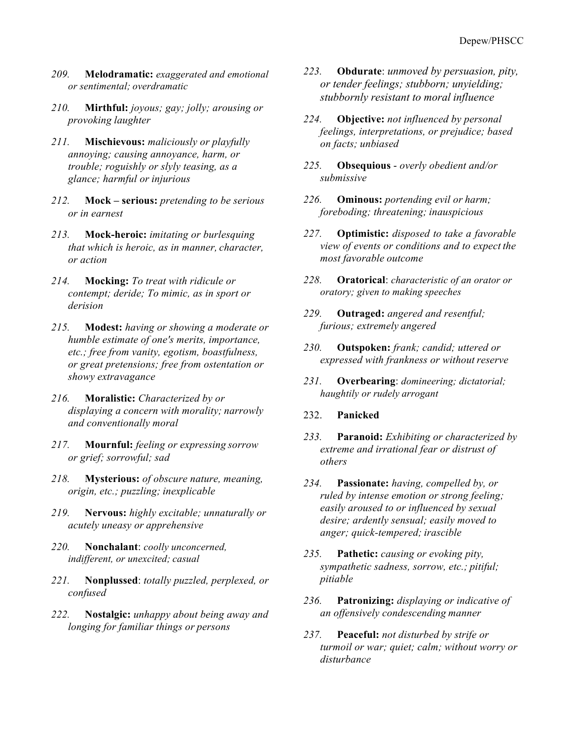209. **Melodramatic:** *exaggerated and emotional or sentimental; overdramatic*

210. **Mirthful:** *joyous; gay; jolly; arousing or provoking laughter*

211. **Mischievous:** *maliciously or playfully annoying; causing annoyance, harm, or trouble; roguishly or slyly teasing, as a glance; harmful or injurious*

212. **Mock – serious:** *pretending to be serious or in earnest*

213. **Mock-heroic:** *imitating or burlesquing that which is heroic, as in manner, character, or action*

214. **Mocking:** *To treat with ridicule or contempt; deride; To mimic, as in sport or derision*

215. **Modest:** *having or showing a moderate or humble estimate of one's merits, importance, etc.; free from vanity, egotism, boastfulness, or great pretensions; free from ostentation or showy extravagance*

216. **Moralistic:** *Characterized by or displaying a concern with morality; narrowly and conventionally moral*

217. **Mournful:** *feeling or expressing sorrow or grief; sorrowful; sad*

218. **Mysterious:** *of obscure nature, meaning, origin, etc.; puzzling; inexplicable*

219. **Nervous:** *highly excitable; unnaturally or acutely uneasy or apprehensive*

220. **Nonchalant**: *coolly unconcerned, indifferent, or unexcited; casual*

221. **Nonplussed**: *totally puzzled, perplexed, or confused*

222. **Nostalgic:** *unhappy about being away and longing for familiar things or persons*

223. **Obdurate**: *unmoved by persuasion, pity, or tender feelings; stubborn; unyielding; stubbornly resistant to moral influence*

224. **Objective:** *not influenced by personal feelings, interpretations, or prejudice; based on facts; unbiased*

225. **Obsequious** - *overly obedient and/or submissive*

226. **Ominous:** *portending evil or harm; foreboding; threatening; inauspicious*

227. **Optimistic:** *disposed to take a favorable view of events or conditions and to expect the most favorable outcome*

228. **Oratorical**: *characteristic of an orator or oratory; given to making speeches*

229. **Outraged:** *angered and resentful; furious; extremely angered*

230. **Outspoken:** *frank; candid; uttered or expressed with frankness or without reserve*

231. **Overbearing**: *domineering; dictatorial; haughtily or rudely arrogant*

232. **Panicked**

233. **Paranoid:** *Exhibiting or characterized by extreme and irrational fear or distrust of others*

234. **Passionate:** *having, compelled by, or ruled by intense emotion or strong feeling; easily aroused to or influenced by sexual desire; ardently sensual; easily moved to anger; quick-tempered; irascible*

235. **Pathetic:** *causing or evoking pity, sympathetic sadness, sorrow, etc.; pitiful; pitiable*

236. **Patronizing:** *displaying or indicative of an offensively condescending manner*

237. **Peaceful:** *not disturbed by strife or turmoil or war; quiet; calm; without worry or disturbance*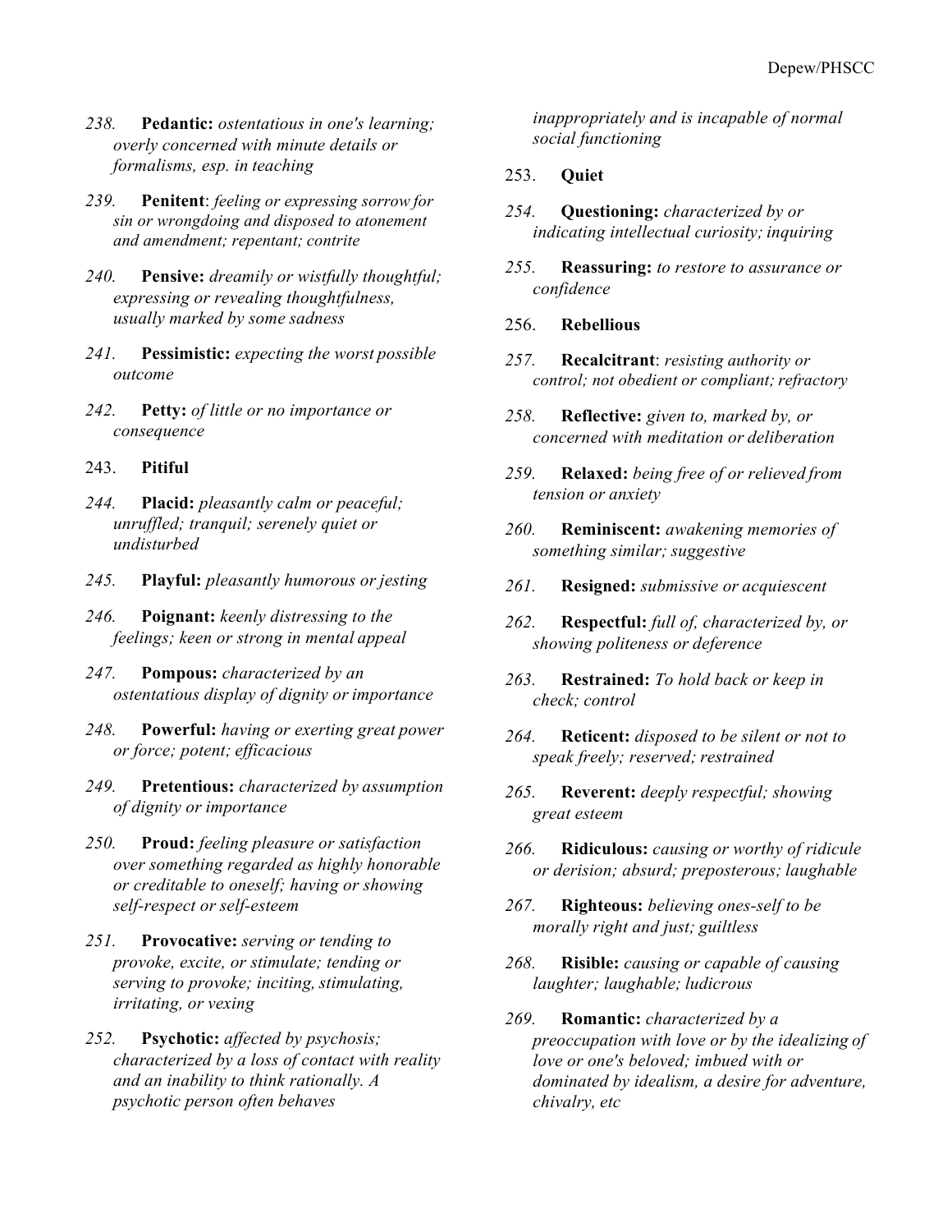238. **Pedantic:** *ostentatious in one's learning; overly concerned with minute details or formalisms, esp. in teaching*

239. **Penitent**: *feeling or expressing sorrow for sin or wrongdoing and disposed to atonement and amendment; repentant; contrite*

240. **Pensive:** *dreamily or wistfully thoughtful; expressing or revealing thoughtfulness, usually marked by some sadness*

241. **Pessimistic:** *expecting the worst possible outcome*

242. **Petty:** *of little or no importance or consequence*

243. **Pitiful**

244. **Placid:** *pleasantly calm or peaceful; unruffled; tranquil; serenely quiet or undisturbed*

245. **Playful:** *pleasantly humorous or jesting*

246. **Poignant:** *keenly distressing to the feelings; keen or strong in mental appeal*

247. **Pompous:** *characterized by an ostentatious display of dignity or importance*

248. **Powerful:** *having or exerting great power or force; potent; efficacious*

249. **Pretentious:** *characterized by assumption of dignity or importance*

250. **Proud:** *feeling pleasure or satisfaction over something regarded as highly honorable or creditable to oneself; having or showing self-respect or self-esteem*

251. **Provocative:** *serving or tending to provoke, excite, or stimulate; tending or serving to provoke; inciting, stimulating, irritating, or vexing*

252. **Psychotic:** *affected by psychosis; characterized by a loss of contact with reality and an inability to think rationally. A psychotic person often behaves inappropriately and is incapable of normal social functioning*

253. **Quiet**

254. **Questioning:** *characterized by or indicating intellectual curiosity; inquiring*

255. **Reassuring:** *to restore to assurance or confidence*

256. **Rebellious**

257. **Recalcitrant**: *resisting authority or control; not obedient or compliant; refractory*

258. **Reflective:** *given to, marked by, or concerned with meditation or deliberation*

259. **Relaxed:** *being free of or relieved from tension or anxiety*

260. **Reminiscent:** *awakening memories of something similar; suggestive*

261. **Resigned:** *submissive or acquiescent*

262. **Respectful:** *full of, characterized by, or showing politeness or deference*

263. **Restrained:** *To hold back or keep in check; control*

264. **Reticent:** *disposed to be silent or not to speak freely; reserved; restrained*

265. **Reverent:** *deeply respectful; showing great esteem*

266. **Ridiculous:** *causing or worthy of ridicule or derision; absurd; preposterous; laughable*

267. **Righteous:** *believing ones-self to be morally right and just; guiltless*

268. **Risible:** *causing or capable of causing laughter; laughable; ludicrous*

269. **Romantic:** *characterized by a preoccupation with love or by the idealizing of love or one's beloved; imbued with or dominated by idealism, a desire for adventure, chivalry, etc*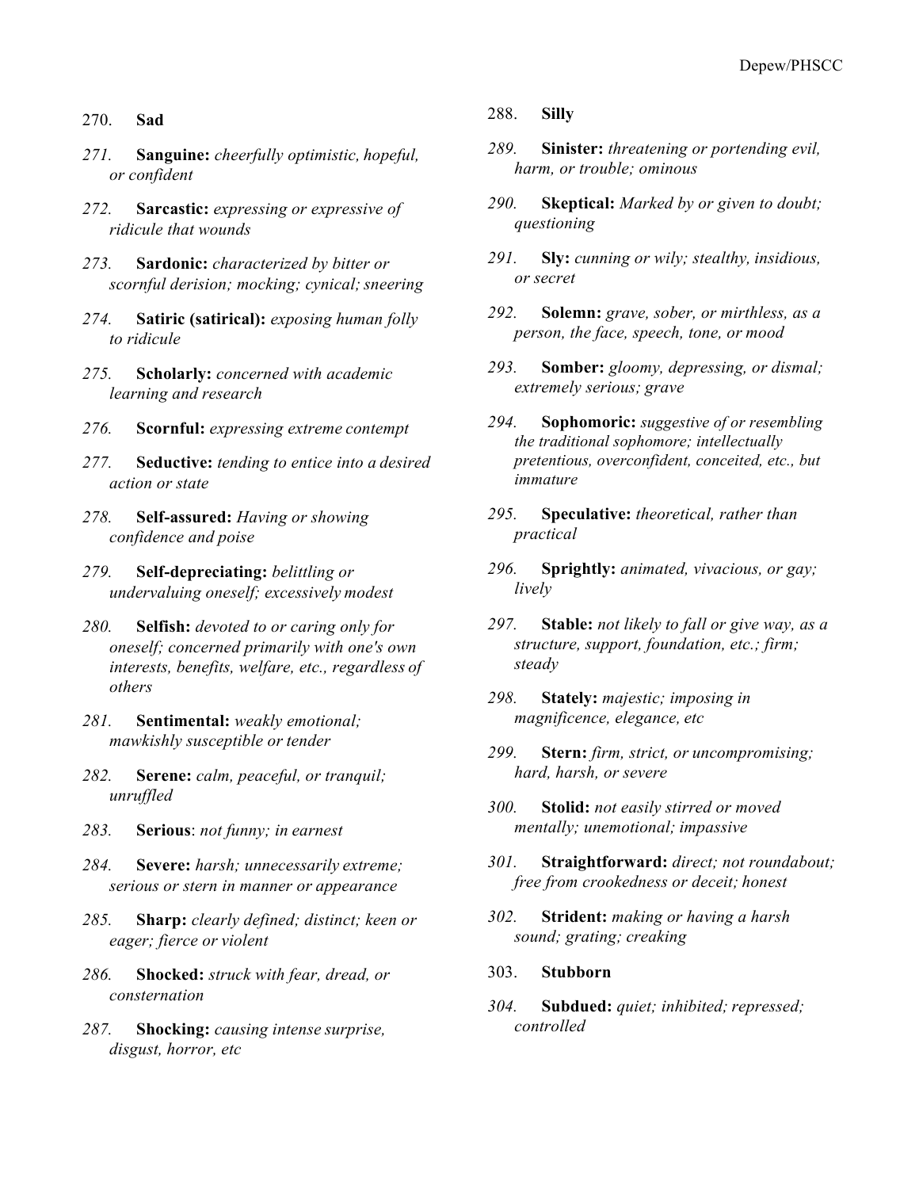270. **Sad**

271. **Sanguine:** *cheerfully optimistic, hopeful, or confident*

272. **Sarcastic:** *expressing or expressive of ridicule that wounds*

273. **Sardonic:** *characterized by bitter or scornful derision; mocking; cynical; sneering*

274. **Satiric (satirical):** *exposing human folly to ridicule*

275. **Scholarly:** *concerned with academic learning and research*

276. **Scornful:** *expressing extreme contempt*

277. **Seductive:** *tending to entice into a desired action or state*

278. **Self-assured:** *Having or showing confidence and poise*

279. **Self-depreciating:** *belittling or undervaluing oneself; excessively modest*

280. **Selfish:** *devoted to or caring only for oneself; concerned primarily with one's own interests, benefits, welfare, etc., regardless of others*

281. **Sentimental:** *weakly emotional; mawkishly susceptible or tender*

282. **Serene:** *calm, peaceful, or tranquil; unruffled*

283. **Serious**: *not funny; in earnest*

284. **Severe:** *harsh; unnecessarily extreme; serious or stern in manner or appearance*

285. **Sharp:** *clearly defined; distinct; keen or eager; fierce or violent*

286. **Shocked:** *struck with fear, dread, or consternation*

287. **Shocking:** *causing intense surprise, disgust, horror, etc*

288. **Silly**

289. **Sinister:** *threatening or portending evil, harm, or trouble; ominous*

290. **Skeptical:** *Marked by or given to doubt; questioning*

291. **Sly:** *cunning or wily; stealthy, insidious, or secret*

292. **Solemn:** *grave, sober, or mirthless, as a person, the face, speech, tone, or mood*

293. **Somber:** *gloomy, depressing, or dismal; extremely serious; grave*

294. **Sophomoric:** *suggestive of or resembling the traditional sophomore; intellectually pretentious, overconfident, conceited, etc., but immature*

295. **Speculative:** *theoretical, rather than practical*

296. **Sprightly:** *animated, vivacious, or gay; lively*

297. **Stable:** *not likely to fall or give way, as a structure, support, foundation, etc.; firm; steady*

298. **Stately:** *majestic; imposing in magnificence, elegance, etc*

299. **Stern:** *firm, strict, or uncompromising; hard, harsh, or severe*

300. **Stolid:** *not easily stirred or moved mentally; unemotional; impassive*

301. **Straightforward:** *direct; not roundabout; free from crookedness or deceit; honest*

302. **Strident:** *making or having a harsh sound; grating; creaking*

303. **Stubborn**

304. **Subdued:** *quiet; inhibited; repressed; controlled*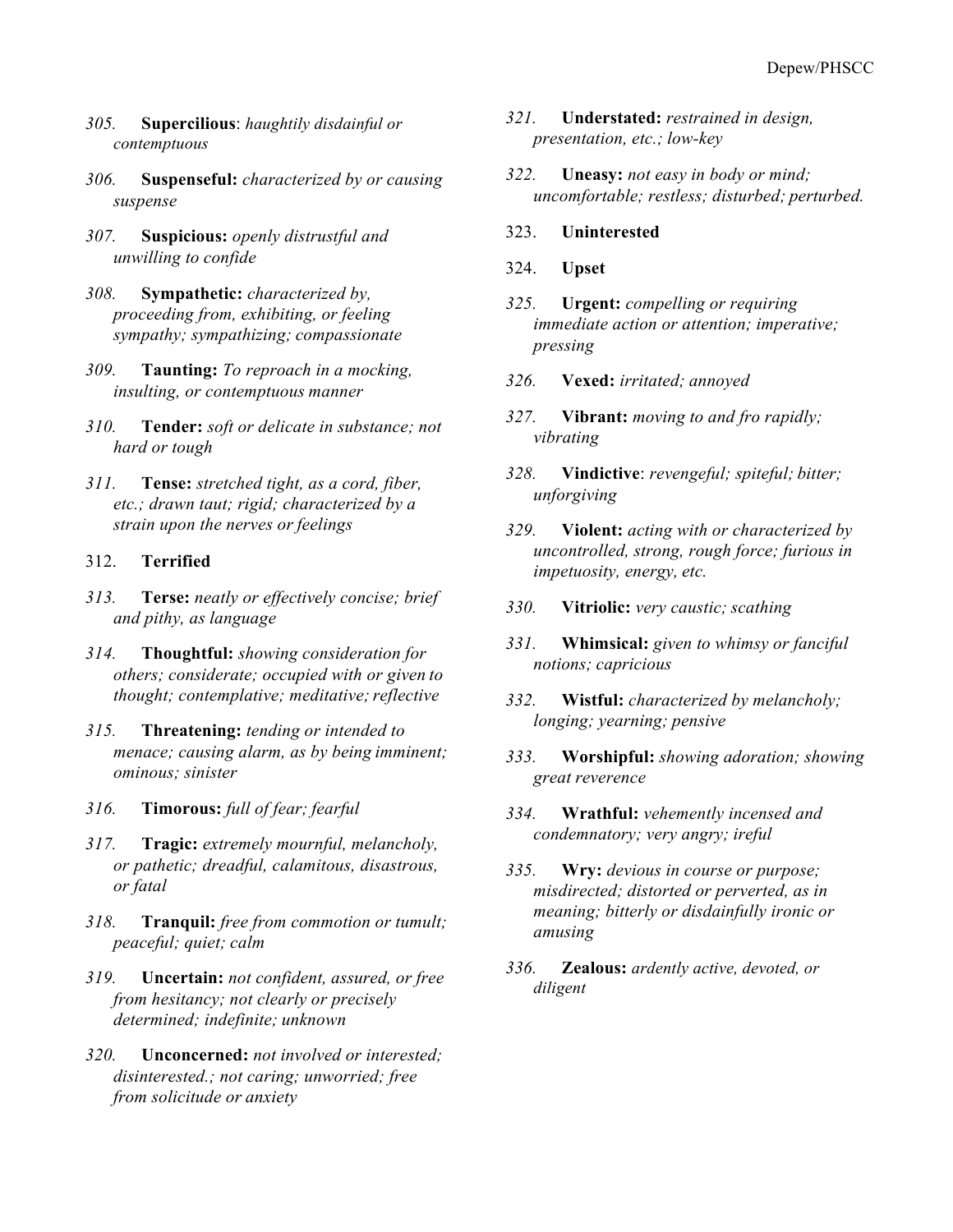305. **Supercilious**: *haughtily disdainful or contemptuous*

306. **Suspenseful:** *characterized by or causing suspense*

307. **Suspicious:** *openly distrustful and unwilling to confide*

308. **Sympathetic:** *characterized by, proceeding from, exhibiting, or feeling sympathy; sympathizing; compassionate*

309. **Taunting:** *To reproach in a mocking, insulting, or contemptuous manner*

310. **Tender:** *soft or delicate in substance; not hard or tough*

311. **Tense:** *stretched tight, as a cord, fiber, etc.; drawn taut; rigid; characterized by a strain upon the nerves or feelings*

312. **Terrified**

313. **Terse:** *neatly or effectively concise; brief and pithy, as language*

314. **Thoughtful:** *showing consideration for others; considerate; occupied with or given to thought; contemplative; meditative; reflective*

315. **Threatening:** *tending or intended to menace; causing alarm, as by being imminent; ominous; sinister*

316. **Timorous:** *full of fear; fearful*

317. **Tragic:** *extremely mournful, melancholy, or pathetic; dreadful, calamitous, disastrous, or fatal*

318. **Tranquil:** *free from commotion or tumult; peaceful; quiet; calm*

319. **Uncertain:** *not confident, assured, or free from hesitancy; not clearly or precisely determined; indefinite; unknown*

320. **Unconcerned:** *not involved or interested; disinterested.; not caring; unworried; free from solicitude or anxiety*

321. **Understated:** *restrained in design, presentation, etc.; low-key*

322. **Uneasy:** *not easy in body or mind; uncomfortable; restless; disturbed; perturbed.*

323. **Uninterested**

324. **Upset**

325. **Urgent:** *compelling or requiring immediate action or attention; imperative; pressing*

326. **Vexed:** *irritated; annoyed*

327. **Vibrant:** *moving to and fro rapidly; vibrating*

328. **Vindictive**: *revengeful; spiteful; bitter; unforgiving*

329. **Violent:** *acting with or characterized by uncontrolled, strong, rough force; furious in impetuosity, energy, etc.*

330. **Vitriolic:** *very caustic; scathing*

331. **Whimsical:** *given to whimsy or fanciful notions; capricious*

332. **Wistful:** *characterized by melancholy; longing; yearning; pensive*

333. **Worshipful:** *showing adoration; showing great reverence*

334. **Wrathful:** *vehemently incensed and condemnatory; very angry; ireful*

335. **Wry:** *devious in course or purpose; misdirected; distorted or perverted, as in meaning; bitterly or disdainfully ironic or amusing*

336. **Zealous:** *ardently active, devoted, or diligent*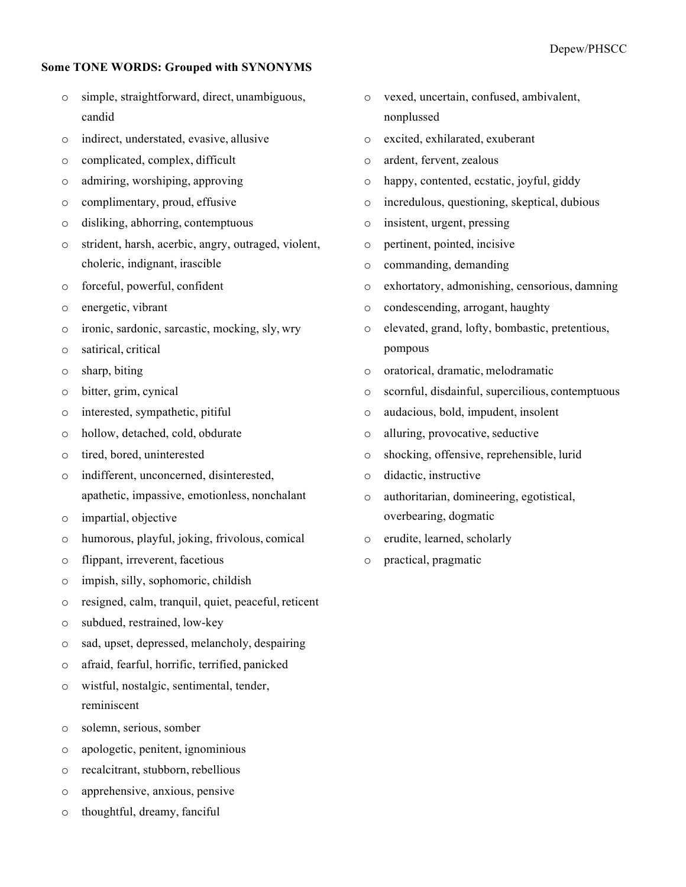**Some TONE WORDS: Grouped with SYNONYMS**

- simple, straightforward, direct, unambiguous, candid
- indirect, understated, evasive, allusive
- complicated, complex, difficult
- admiring, worshiping, approving
- complimentary, proud, effusive
- disliking, abhorring, contemptuous
- strident, harsh, acerbic, angry, outraged, violent, choleric, indignant, irascible
- forceful, powerful, confident
- energetic, vibrant
- ironic, sardonic, sarcastic, mocking, sly, wry
- satirical, critical
- sharp, biting
- bitter, grim, cynical
- interested, sympathetic, pitiful
- hollow, detached, cold, obdurate
- tired, bored, uninterested
- indifferent, unconcerned, disinterested, apathetic, impassive, emotionless, nonchalant
- impartial, objective
- humorous, playful, joking, frivolous, comical
- flippant, irreverent, facetious
- impish, silly, sophomoric, childish
- resigned, calm, tranquil, quiet, peaceful, reticent
- subdued, restrained, low-key
- sad, upset, depressed, melancholy, despairing
- afraid, fearful, horrific, terrified, panicked
- wistful, nostalgic, sentimental, tender, reminiscent
- solemn, serious, somber
- apologetic, penitent, ignominious
- recalcitrant, stubborn, rebellious
- apprehensive, anxious, pensive
- thoughtful, dreamy, fanciful
- vexed, uncertain, confused, ambivalent, nonplussed
- excited, exhilarated, exuberant
- ardent, fervent, zealous
- happy, contented, ecstatic, joyful, giddy
- incredulous, questioning, skeptical, dubious
- insistent, urgent, pressing
- pertinent, pointed, incisive
- commanding, demanding
- exhortatory, admonishing, censorious, damning
- condescending, arrogant, haughty
- elevated, grand, lofty, bombastic, pretentious, pompous
- oratorical, dramatic, melodramatic
- scornful, disdainful, supercilious, contemptuous
- audacious, bold, impudent, insolent
- alluring, provocative, seductive
- shocking, offensive, reprehensible, lurid
- didactic, instructive
- authoritarian, domineering, egotistical, overbearing, dogmatic
- erudite, learned, scholarly
- practical, pragmatic